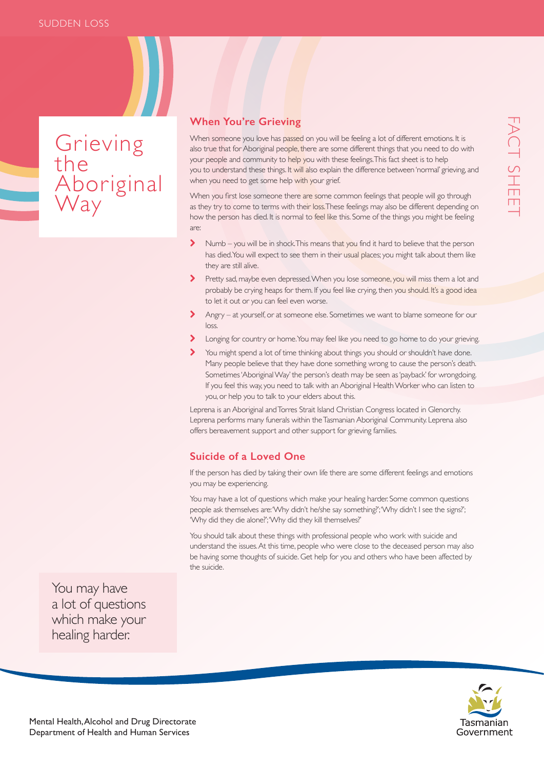SUDDEN LOSS

# Grieving the Aboriginal Way

FACT SHEET

## When You're Grieving

When someone you love has passed on you will be feeling a lot of different emotions. It is also true that for Aboriginal people, there are some different things that you need to do with your people and community to help you with these feelings. This fact sheet is to help you to understand these things. It will also explain the difference between 'normal' grieving, and when you need to get some help with your grief.

When you first lose someone there are some common feelings that people will go through as they try to come to terms with their loss. These feelings may also be different depending on how the person has died. It is normal to feel like this. Some of the things you might be feeling are:

- Numb – you will be in shock. This means that you find it hard to believe that the person has died. You will expect to see them in their usual places; you might talk about them like they are still alive.
- Pretty sad, maybe even depressed. When you lose someone, you will miss them a lot and probably be crying heaps for them. If you feel like crying, then you should. It's a good idea to let it out or you can feel even worse.
- Angry – at yourself, or at someone else. Sometimes we want to blame someone for our loss.
- Longing for country or home. You may feel like you need to go home to do your grieving.
- You might spend a lot of time thinking about things you should or shouldn't have done. Many people believe that they have done something wrong to cause the person's death. Sometimes 'Aboriginal Way' the person's death may be seen as 'payback' for wrongdoing. If you feel this way, you need to talk with an Aboriginal Health Worker who can listen to you, or help you to talk to your elders about this.

Leprena is an Aboriginal and Torres Strait Island Christian Congress located in Glenorchy. Leprena performs many funerals within the Tasmanian Aboriginal Community. Leprena also offers bereavement support and other support for grieving families.

## Suicide of a Loved One

If the person has died by taking their own life there are some different feelings and emotions you may be experiencing.

You may have a lot of questions which make your healing harder. Some common questions people ask themselves are: 'Why didn't he/she say something?'; 'Why didn't I see the signs?'; 'Why did they die alone?'; 'Why did they kill themselves?'

You should talk about these things with professional people who work with suicide and understand the issues. At this time, people who were close to the deceased person may also be having some thoughts of suicide. Get help for you and others who have been affected by the suicide.

> You may have a lot of questions which make your healing harder.

Mental Health, Alcohol and Drug Directorate
Department of Health and Human Services

Tasmanian Government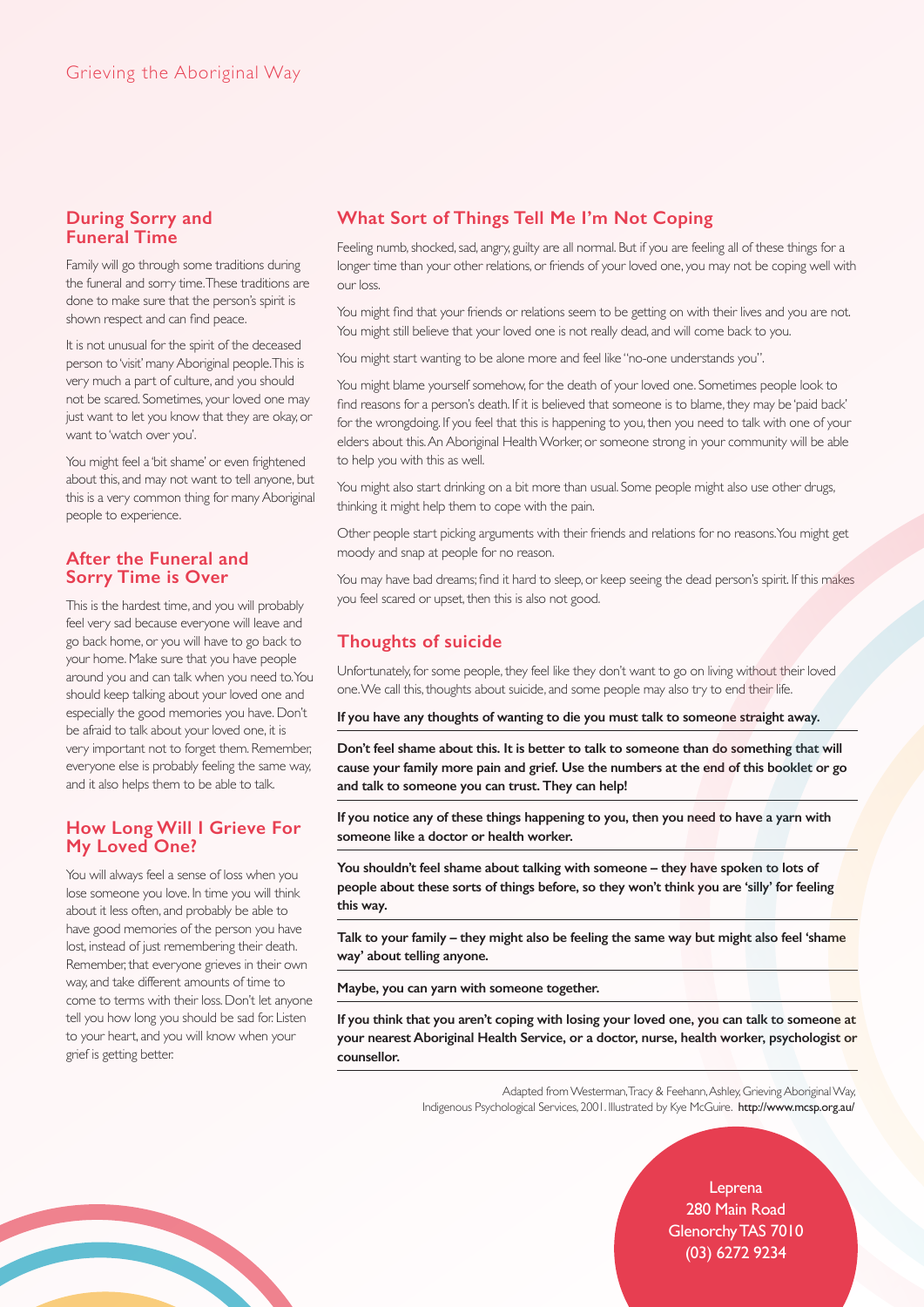## During Sorry and Funeral Time

Family will go through some traditions during the funeral and sorry time. These traditions are done to make sure that the person's spirit is shown respect and can find peace.

It is not unusual for the spirit of the deceased person to 'visit' many Aboriginal people. This is very much a part of culture, and you should not be scared. Sometimes, your loved one may just want to let you know that they are okay, or want to 'watch over you'.

You might feel a 'bit shame' or even frightened about this, and may not want to tell anyone, but this is a very common thing for many Aboriginal people to experience.

## After the Funeral and Sorry Time is Over

This is the hardest time, and you will probably feel very sad because everyone will leave and go back home, or you will have to go back to your home. Make sure that you have people around you and can talk when you need to. You should keep talking about your loved one and especially the good memories you have. Don't be afraid to talk about your loved one, it is very important not to forget them. Remember, everyone else is probably feeling the same way, and it also helps them to be able to talk.

## How Long Will I Grieve For My Loved One?

You will always feel a sense of loss when you lose someone you love. In time you will think about it less often, and probably be able to have good memories of the person you have lost, instead of just remembering their death. Remember, that everyone grieves in their own way, and take different amounts of time to come to terms with their loss. Don't let anyone tell you how long you should be sad for. Listen to your heart, and you will know when your grief is getting better.

## What Sort of Things Tell Me I'm Not Coping

Feeling numb, shocked, sad, angry, guilty are all normal. But if you are feeling all of these things for a longer time than your other relations, or friends of your loved one, you may not be coping well with our loss.

You might find that your friends or relations seem to be getting on with their lives and you are not. You might still believe that your loved one is not really dead, and will come back to you.

You might start wanting to be alone more and feel like "no-one understands you".

You might blame yourself somehow, for the death of your loved one. Sometimes people look to find reasons for a person's death. If it is believed that someone is to blame, they may be 'paid back' for the wrongdoing. If you feel that this is happening to you, then you need to talk with one of your elders about this. An Aboriginal Health Worker, or someone strong in your community will be able to help you with this as well.

You might also start drinking on a bit more than usual. Some people might also use other drugs, thinking it might help them to cope with the pain.

Other people start picking arguments with their friends and relations for no reasons. You might get moody and snap at people for no reason.

You may have bad dreams; find it hard to sleep, or keep seeing the dead person's spirit. If this makes you feel scared or upset, then this is also not good.

## Thoughts of suicide

Unfortunately, for some people, they feel like they don't want to go on living without their loved one. We call this, thoughts about suicide, and some people may also try to end their life.

**If you have any thoughts of wanting to die you must talk to someone straight away.**

**Don't feel shame about this. It is better to talk to someone than do something that will cause your family more pain and grief. Use the numbers at the end of this booklet or go and talk to someone you can trust. They can help!**

**If you notice any of these things happening to you, then you need to have a yarn with someone like a doctor or health worker.**

**You shouldn't feel shame about talking with someone – they have spoken to lots of people about these sorts of things before, so they won't think you are 'silly' for feeling this way.**

**Talk to your family – they might also be feeling the same way but might also feel 'shame way' about telling anyone.**

**Maybe, you can yarn with someone together.**

**If you think that you aren't coping with losing your loved one, you can talk to someone at your nearest Aboriginal Health Service, or a doctor, nurse, health worker, psychologist or counsellor.**

Adapted from Westerman, Tracy & Feehann, Ashley, Grieving Aboriginal Way, Indigenous Psychological Services, 2001. Illustrated by Kye McGuire. http://www.mcsp.org.au/

Leprena
280 Main Road
Glenorchy TAS 7010
(03) 6272 9234